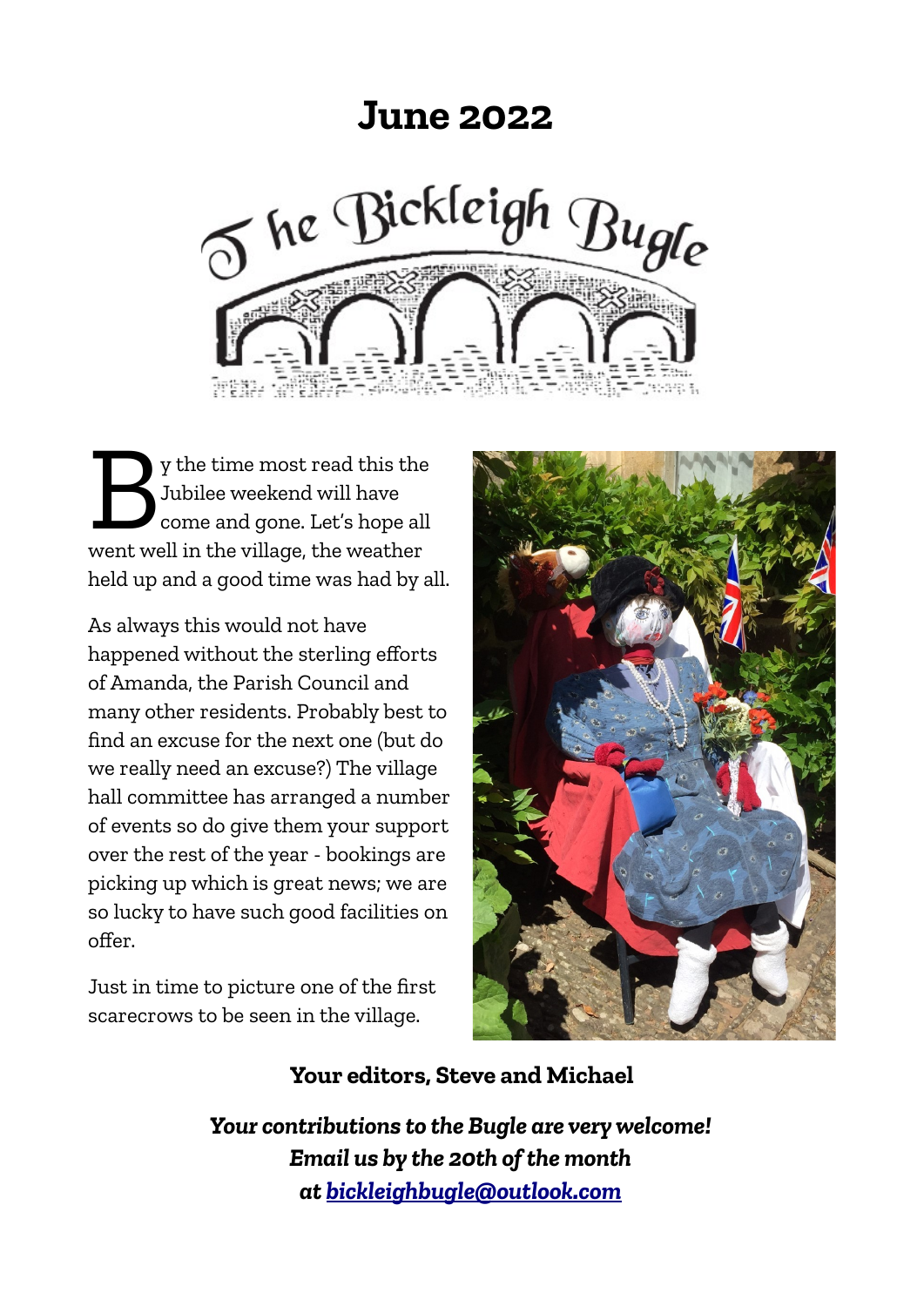# June 2022

# The Bickleigh Bugle

By the time most read this the Jubilee weekend will have come and gone. Let's hope all went well in the village, the weather held up and a good time was had by all.

As always this would not have happened without the sterling efforts of Amanda, the Parish Council and many other residents. Probably best to find an excuse for the next one (but do we really need an excuse?) The village hall committee has arranged a number of events so do give them your support over the rest of the year - bookings are picking up which is great news; we are so lucky to have such good facilities on offer.

Just in time to picture one of the first scarecrows to be seen in the village.

**Your editors, Steve and Michael**

***Your contributions to the Bugle are very welcome!***
***Email us by the 20th of the month***
***at [bickleighbugle@outlook.com](mailto:bickleighbugle@outlook.com)***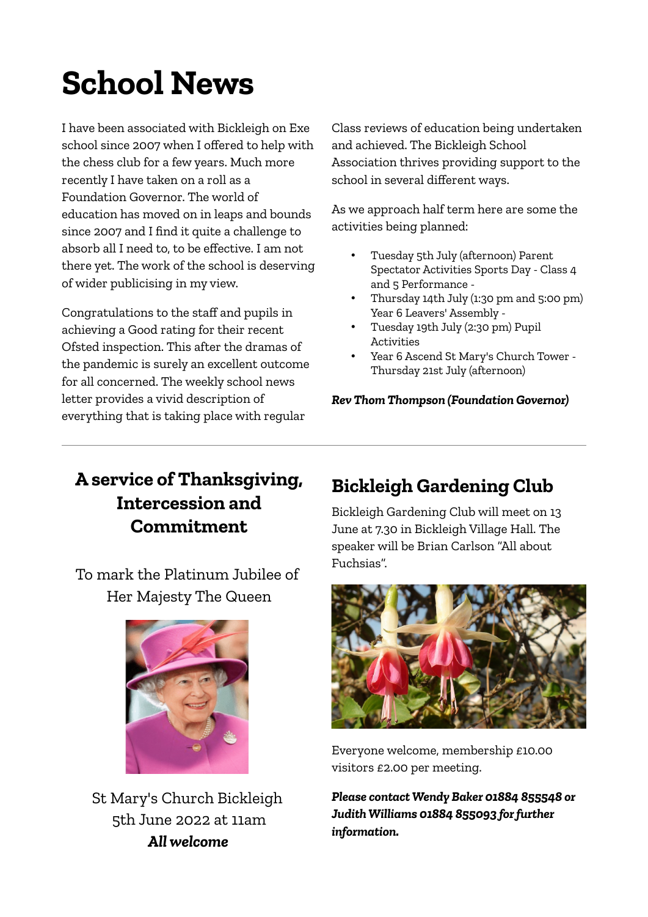# School News

I have been associated with Bickleigh on Exe school since 2007 when I offered to help with the chess club for a few years. Much more recently I have taken on a roll as a Foundation Governor. The world of education has moved on in leaps and bounds since 2007 and I find it quite a challenge to absorb all I need to, to be effective. I am not there yet. The work of the school is deserving of wider publicising in my view.

Congratulations to the staff and pupils in achieving a Good rating for their recent Ofsted inspection. This after the dramas of the pandemic is surely an excellent outcome for all concerned. The weekly school news letter provides a vivid description of everything that is taking place with regular Class reviews of education being undertaken and achieved. The Bickleigh School Association thrives providing support to the school in several different ways.

As we approach half term here are some the activities being planned:

- Tuesday 5th July (afternoon) Parent Spectator Activities Sports Day - Class 4 and 5 Performance -
- Thursday 14th July (1:30 pm and 5:00 pm) Year 6 Leavers' Assembly -
- Tuesday 19th July (2:30 pm) Pupil Activities
- Year 6 Ascend St Mary's Church Tower - Thursday 21st July (afternoon)

***Rev Thom Thompson (Foundation Governor)***

---

## A service of Thanksgiving, Intercession and Commitment

To mark the Platinum Jubilee of Her Majesty The Queen

St Mary's Church Bickleigh
5th June 2022 at 11am
***All welcome***

## Bickleigh Gardening Club

Bickleigh Gardening Club will meet on 13 June at 7.30 in Bickleigh Village Hall. The speaker will be Brian Carlson "All about Fuchsias".

Everyone welcome, membership £10.00 visitors £2.00 per meeting.

***Please contact Wendy Baker 01884 855548 or Judith Williams 01884 855093 for further information.***